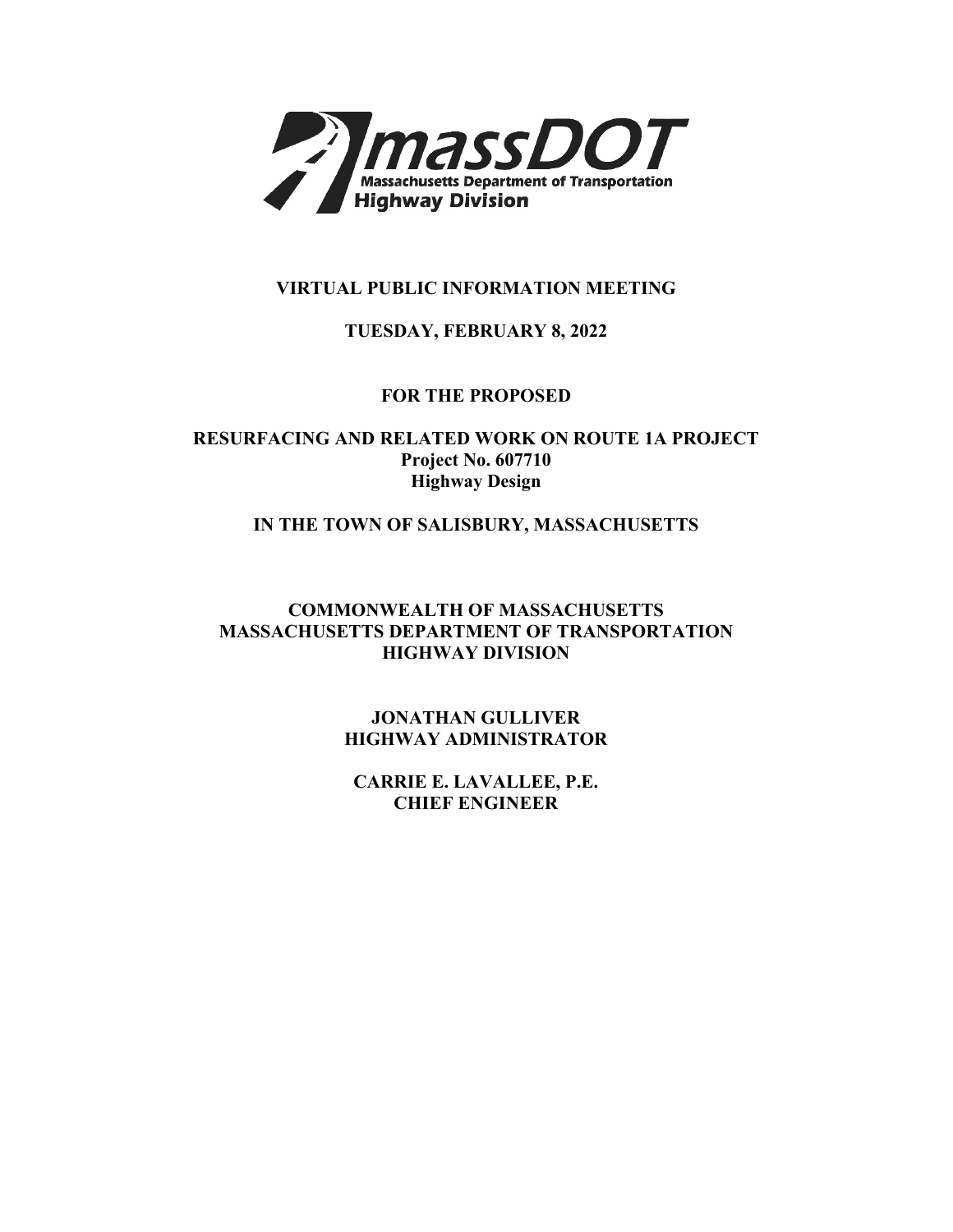massDOT
Massachusetts Department of Transportation
Highway Division

**VIRTUAL PUBLIC INFORMATION MEETING**

**TUESDAY, FEBRUARY 8, 2022**

**FOR THE PROPOSED**

**RESURFACING AND RELATED WORK ON ROUTE 1A PROJECT**
**Project No. 607710**
**Highway Design**

**IN THE TOWN OF SALISBURY, MASSACHUSETTS**

**COMMONWEALTH OF MASSACHUSETTS**
**MASSACHUSETTS DEPARTMENT OF TRANSPORTATION**
**HIGHWAY DIVISION**

**JONATHAN GULLIVER**
**HIGHWAY ADMINISTRATOR**

**CARRIE E. LAVALLEE, P.E.**
**CHIEF ENGINEER**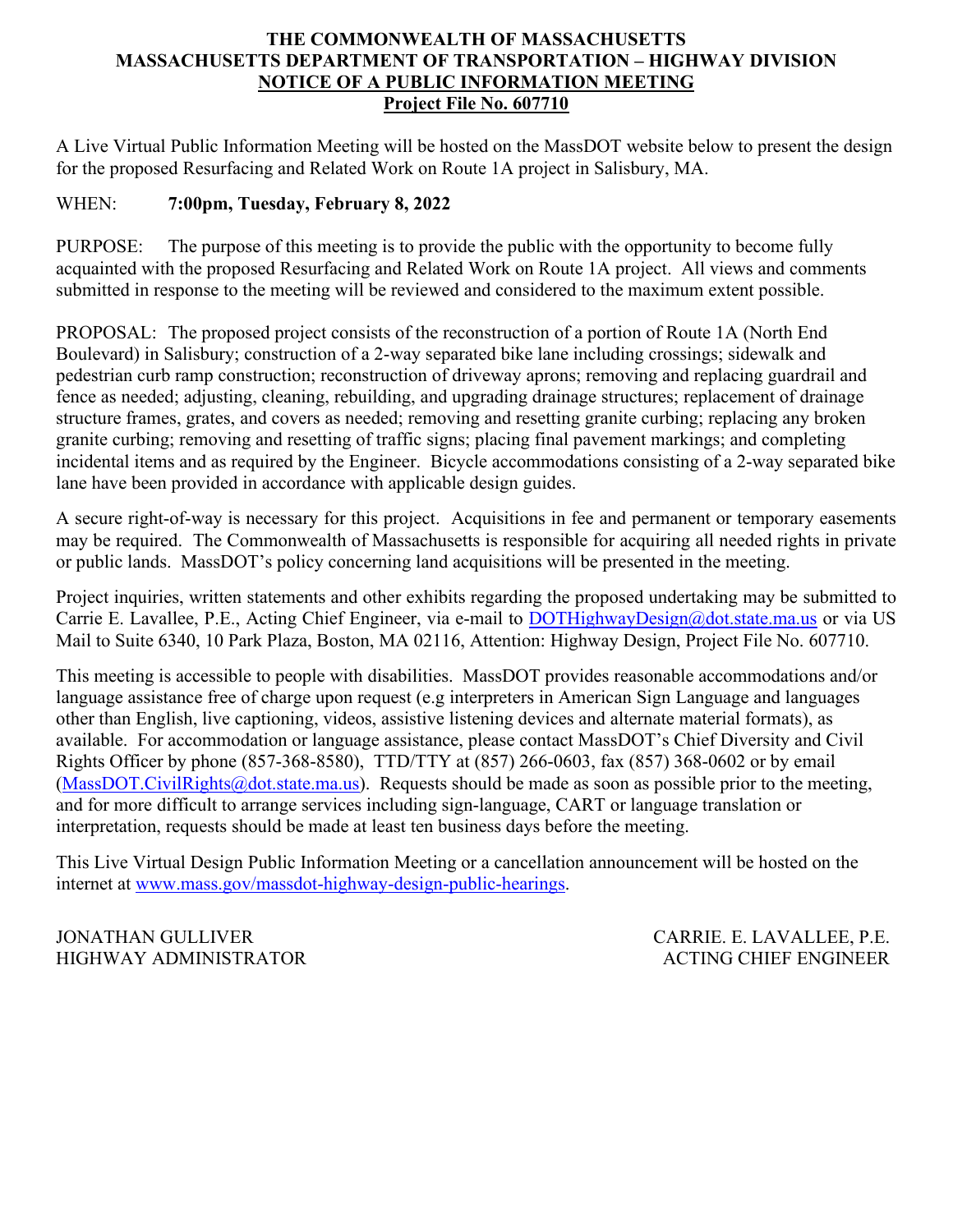**THE COMMONWEALTH OF MASSACHUSETTS**
**MASSACHUSETTS DEPARTMENT OF TRANSPORTATION – HIGHWAY DIVISION**
**NOTICE OF A PUBLIC INFORMATION MEETING**
**Project File No. 607710**

A Live Virtual Public Information Meeting will be hosted on the MassDOT website below to present the design for the proposed Resurfacing and Related Work on Route 1A project in Salisbury, MA.

WHEN: **7:00pm, Tuesday, February 8, 2022**

PURPOSE: The purpose of this meeting is to provide the public with the opportunity to become fully acquainted with the proposed Resurfacing and Related Work on Route 1A project. All views and comments submitted in response to the meeting will be reviewed and considered to the maximum extent possible.

PROPOSAL: The proposed project consists of the reconstruction of a portion of Route 1A (North End Boulevard) in Salisbury; construction of a 2-way separated bike lane including crossings; sidewalk and pedestrian curb ramp construction; reconstruction of driveway aprons; removing and replacing guardrail and fence as needed; adjusting, cleaning, rebuilding, and upgrading drainage structures; replacement of drainage structure frames, grates, and covers as needed; removing and resetting granite curbing; replacing any broken granite curbing; removing and resetting of traffic signs; placing final pavement markings; and completing incidental items and as required by the Engineer. Bicycle accommodations consisting of a 2-way separated bike lane have been provided in accordance with applicable design guides.

A secure right-of-way is necessary for this project. Acquisitions in fee and permanent or temporary easements may be required. The Commonwealth of Massachusetts is responsible for acquiring all needed rights in private or public lands. MassDOT's policy concerning land acquisitions will be presented in the meeting.

Project inquiries, written statements and other exhibits regarding the proposed undertaking may be submitted to Carrie E. Lavallee, P.E., Acting Chief Engineer, via e-mail to DOTHighwayDesign@dot.state.ma.us or via US Mail to Suite 6340, 10 Park Plaza, Boston, MA 02116, Attention: Highway Design, Project File No. 607710.

This meeting is accessible to people with disabilities. MassDOT provides reasonable accommodations and/or language assistance free of charge upon request (e.g interpreters in American Sign Language and languages other than English, live captioning, videos, assistive listening devices and alternate material formats), as available. For accommodation or language assistance, please contact MassDOT's Chief Diversity and Civil Rights Officer by phone (857-368-8580), TTD/TTY at (857) 266-0603, fax (857) 368-0602 or by email (MassDOT.CivilRights@dot.state.ma.us). Requests should be made as soon as possible prior to the meeting, and for more difficult to arrange services including sign-language, CART or language translation or interpretation, requests should be made at least ten business days before the meeting.

This Live Virtual Design Public Information Meeting or a cancellation announcement will be hosted on the internet at www.mass.gov/massdot-highway-design-public-hearings.

JONATHAN GULLIVER
HIGHWAY ADMINISTRATOR

CARRIE. E. LAVALLEE, P.E.
ACTING CHIEF ENGINEER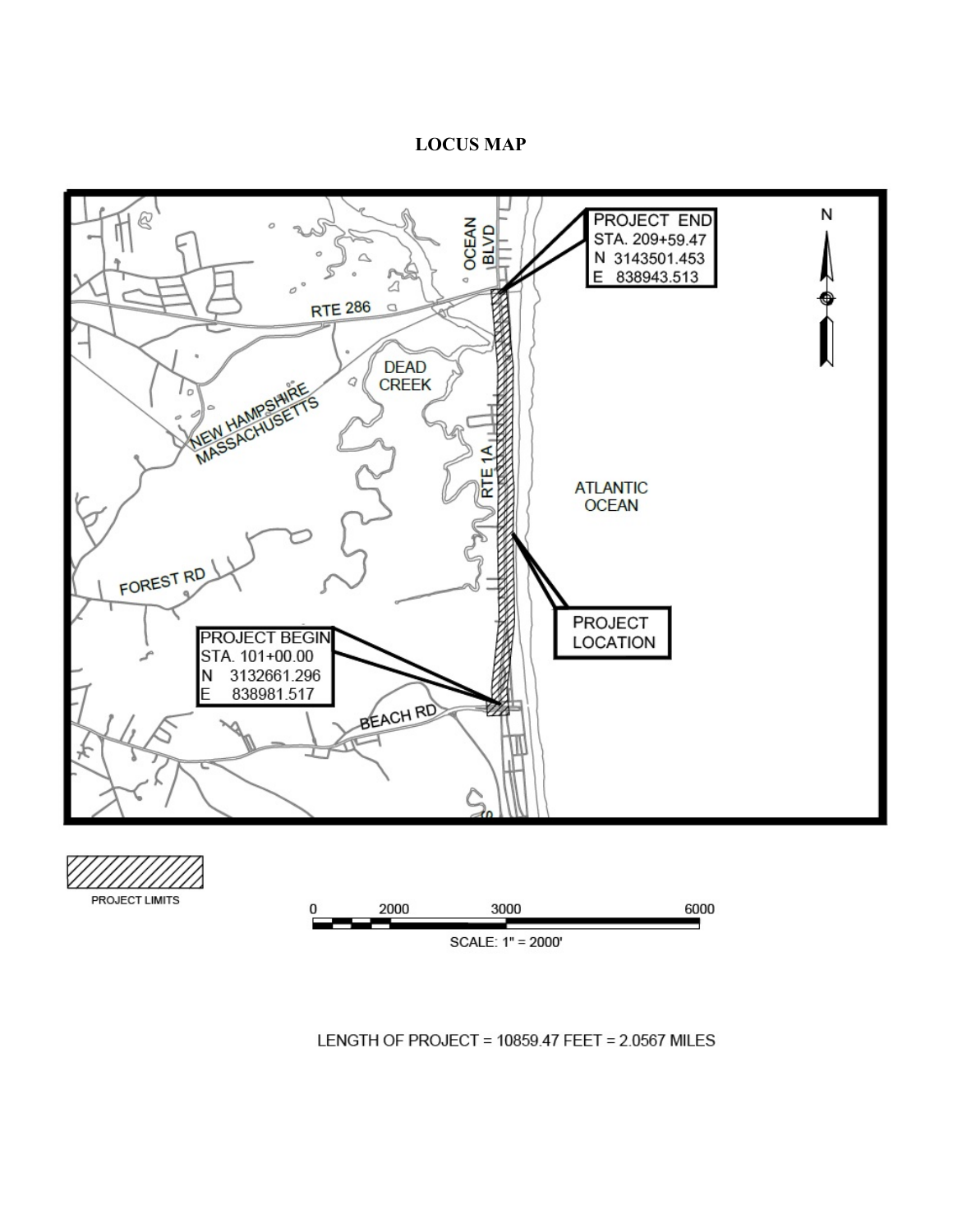# LOCUS MAP

PROJECT END
STA. 209+59.47
N 3143501.453
E 838943.513

OCEAN BLVD

RTE 286

DEAD CREEK

NEW HAMPSHIRE
MASSACHUSETTS

RTE 1A

ATLANTIC OCEAN

FOREST RD

PROJECT LOCATION

PROJECT BEGIN
STA. 101+00.00
N 3132661.296
E 838981.517

BEACH RD

PROJECT LIMITS

0 2000 3000 6000

SCALE: 1" = 2000'

LENGTH OF PROJECT = 10859.47 FEET = 2.0567 MILES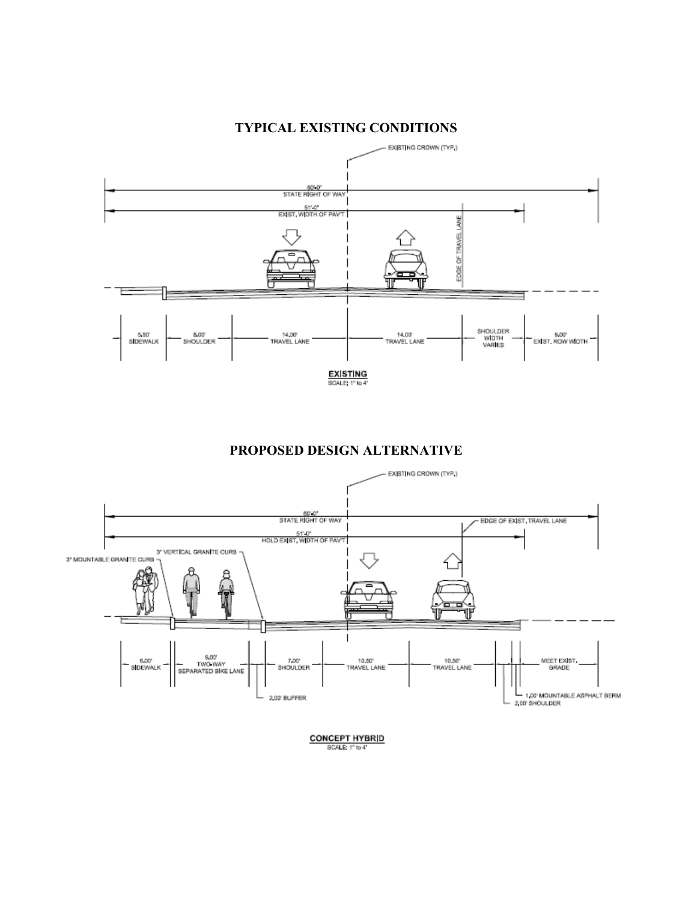## TYPICAL EXISTING CONDITIONS

EXISTING CROWN (TYP.)

60'-0"
STATE RIGHT OF WAY

51'-0"
EXIST. WIDTH OF PAV'T

EDGE OF TRAVEL LANE

5.50' SIDEWALK — 8.00' SHOULDER — 14.00' TRAVEL LANE — 14.00' TRAVEL LANE — SHOULDER WIDTH VARIES — 9.00' EXIST. ROW WIDTH

**EXISTING**
SCALE: 1" to 4'

## PROPOSED DESIGN ALTERNATIVE

EXISTING CROWN (TYP.)

60'-0"
STATE RIGHT OF WAY

EDGE OF EXIST. TRAVEL LANE

51'-0"
HOLD EXIST. WIDTH OF PAV'T

3" VERTICAL GRANITE CURB

3" MOUNTABLE GRANITE CURB

6.00' SIDEWALK — 9.00' TWO-WAY SEPARATED BIKE LANE — 7.00' SHOULDER — 10.50' TRAVEL LANE — 10.50' TRAVEL LANE — MEET EXIST. GRADE

2.00' BUFFER

1.00' MOUNTABLE ASPHALT BERM

2.00' SHOULDER

**CONCEPT HYBRID**
SCALE: 1" to 4'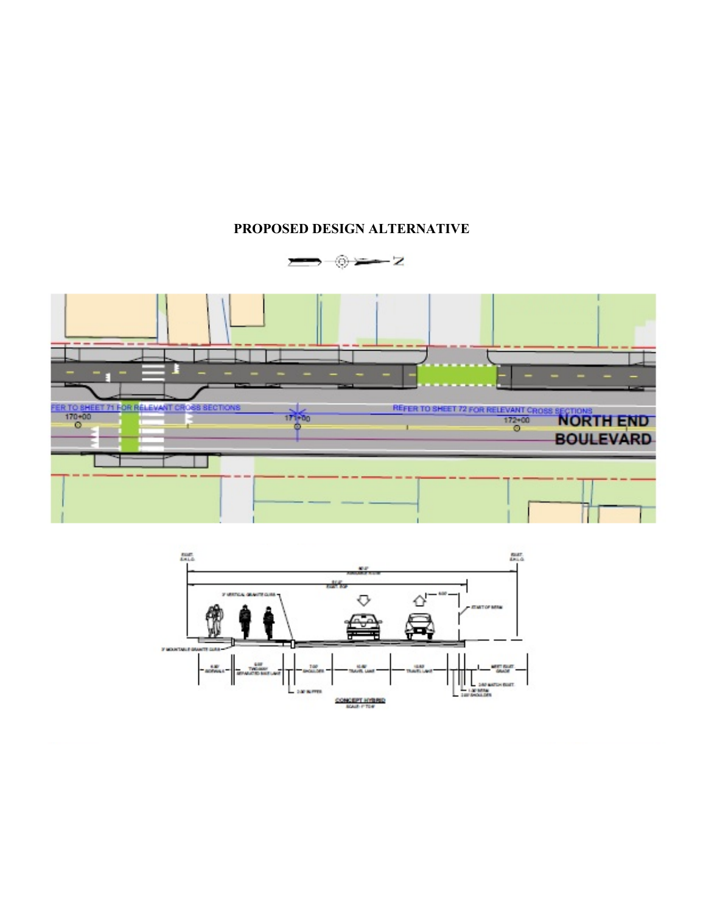**PROPOSED DESIGN ALTERNATIVE**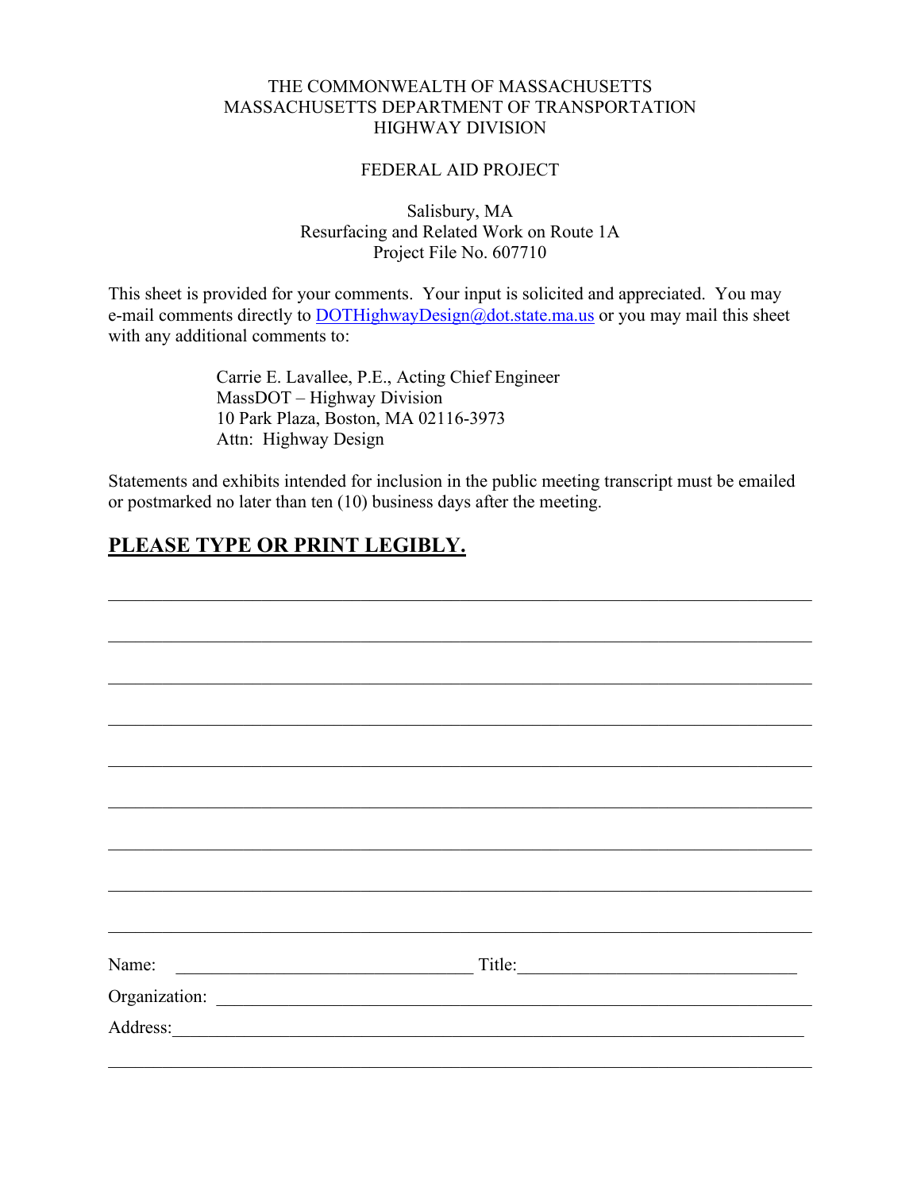THE COMMONWEALTH OF MASSACHUSETTS
MASSACHUSETTS DEPARTMENT OF TRANSPORTATION
HIGHWAY DIVISION

FEDERAL AID PROJECT

Salisbury, MA
Resurfacing and Related Work on Route 1A
Project File No. 607710

This sheet is provided for your comments. Your input is solicited and appreciated. You may e-mail comments directly to DOTHighwayDesign@dot.state.ma.us or you may mail this sheet with any additional comments to:

> Carrie E. Lavallee, P.E., Acting Chief Engineer
> MassDOT – Highway Division
> 10 Park Plaza, Boston, MA 02116-3973
> Attn: Highway Design

Statements and exhibits intended for inclusion in the public meeting transcript must be emailed or postmarked no later than ten (10) business days after the meeting.

**PLEASE TYPE OR PRINT LEGIBLY.**

\_\_\_\_\_\_\_\_\_\_\_\_\_\_\_\_\_\_\_\_\_\_\_\_\_\_\_\_\_\_\_\_\_\_\_\_\_\_\_\_\_\_\_\_\_\_\_\_\_\_\_\_\_\_\_\_\_\_\_\_\_\_\_\_\_\_\_\_\_\_\_\_\_\_

\_\_\_\_\_\_\_\_\_\_\_\_\_\_\_\_\_\_\_\_\_\_\_\_\_\_\_\_\_\_\_\_\_\_\_\_\_\_\_\_\_\_\_\_\_\_\_\_\_\_\_\_\_\_\_\_\_\_\_\_\_\_\_\_\_\_\_\_\_\_\_\_\_\_

\_\_\_\_\_\_\_\_\_\_\_\_\_\_\_\_\_\_\_\_\_\_\_\_\_\_\_\_\_\_\_\_\_\_\_\_\_\_\_\_\_\_\_\_\_\_\_\_\_\_\_\_\_\_\_\_\_\_\_\_\_\_\_\_\_\_\_\_\_\_\_\_\_\_

\_\_\_\_\_\_\_\_\_\_\_\_\_\_\_\_\_\_\_\_\_\_\_\_\_\_\_\_\_\_\_\_\_\_\_\_\_\_\_\_\_\_\_\_\_\_\_\_\_\_\_\_\_\_\_\_\_\_\_\_\_\_\_\_\_\_\_\_\_\_\_\_\_\_

\_\_\_\_\_\_\_\_\_\_\_\_\_\_\_\_\_\_\_\_\_\_\_\_\_\_\_\_\_\_\_\_\_\_\_\_\_\_\_\_\_\_\_\_\_\_\_\_\_\_\_\_\_\_\_\_\_\_\_\_\_\_\_\_\_\_\_\_\_\_\_\_\_\_

\_\_\_\_\_\_\_\_\_\_\_\_\_\_\_\_\_\_\_\_\_\_\_\_\_\_\_\_\_\_\_\_\_\_\_\_\_\_\_\_\_\_\_\_\_\_\_\_\_\_\_\_\_\_\_\_\_\_\_\_\_\_\_\_\_\_\_\_\_\_\_\_\_\_

\_\_\_\_\_\_\_\_\_\_\_\_\_\_\_\_\_\_\_\_\_\_\_\_\_\_\_\_\_\_\_\_\_\_\_\_\_\_\_\_\_\_\_\_\_\_\_\_\_\_\_\_\_\_\_\_\_\_\_\_\_\_\_\_\_\_\_\_\_\_\_\_\_\_

\_\_\_\_\_\_\_\_\_\_\_\_\_\_\_\_\_\_\_\_\_\_\_\_\_\_\_\_\_\_\_\_\_\_\_\_\_\_\_\_\_\_\_\_\_\_\_\_\_\_\_\_\_\_\_\_\_\_\_\_\_\_\_\_\_\_\_\_\_\_\_\_\_\_

\_\_\_\_\_\_\_\_\_\_\_\_\_\_\_\_\_\_\_\_\_\_\_\_\_\_\_\_\_\_\_\_\_\_\_\_\_\_\_\_\_\_\_\_\_\_\_\_\_\_\_\_\_\_\_\_\_\_\_\_\_\_\_\_\_\_\_\_\_\_\_\_\_\_

Name: \_\_\_\_\_\_\_\_\_\_\_\_\_\_\_\_\_\_\_\_\_\_\_\_\_\_\_\_\_\_\_\_ Title: \_\_\_\_\_\_\_\_\_\_\_\_\_\_\_\_\_\_\_\_\_\_\_\_\_\_\_\_\_\_\_\_

Organization: \_\_\_\_\_\_\_\_\_\_\_\_\_\_\_\_\_\_\_\_\_\_\_\_\_\_\_\_\_\_\_\_\_\_\_\_\_\_\_\_\_\_\_\_\_\_\_\_\_\_\_\_\_\_\_\_\_\_\_\_\_\_

Address: \_\_\_\_\_\_\_\_\_\_\_\_\_\_\_\_\_\_\_\_\_\_\_\_\_\_\_\_\_\_\_\_\_\_\_\_\_\_\_\_\_\_\_\_\_\_\_\_\_\_\_\_\_\_\_\_\_\_\_\_\_\_\_\_\_\_

\_\_\_\_\_\_\_\_\_\_\_\_\_\_\_\_\_\_\_\_\_\_\_\_\_\_\_\_\_\_\_\_\_\_\_\_\_\_\_\_\_\_\_\_\_\_\_\_\_\_\_\_\_\_\_\_\_\_\_\_\_\_\_\_\_\_\_\_\_\_\_\_\_\_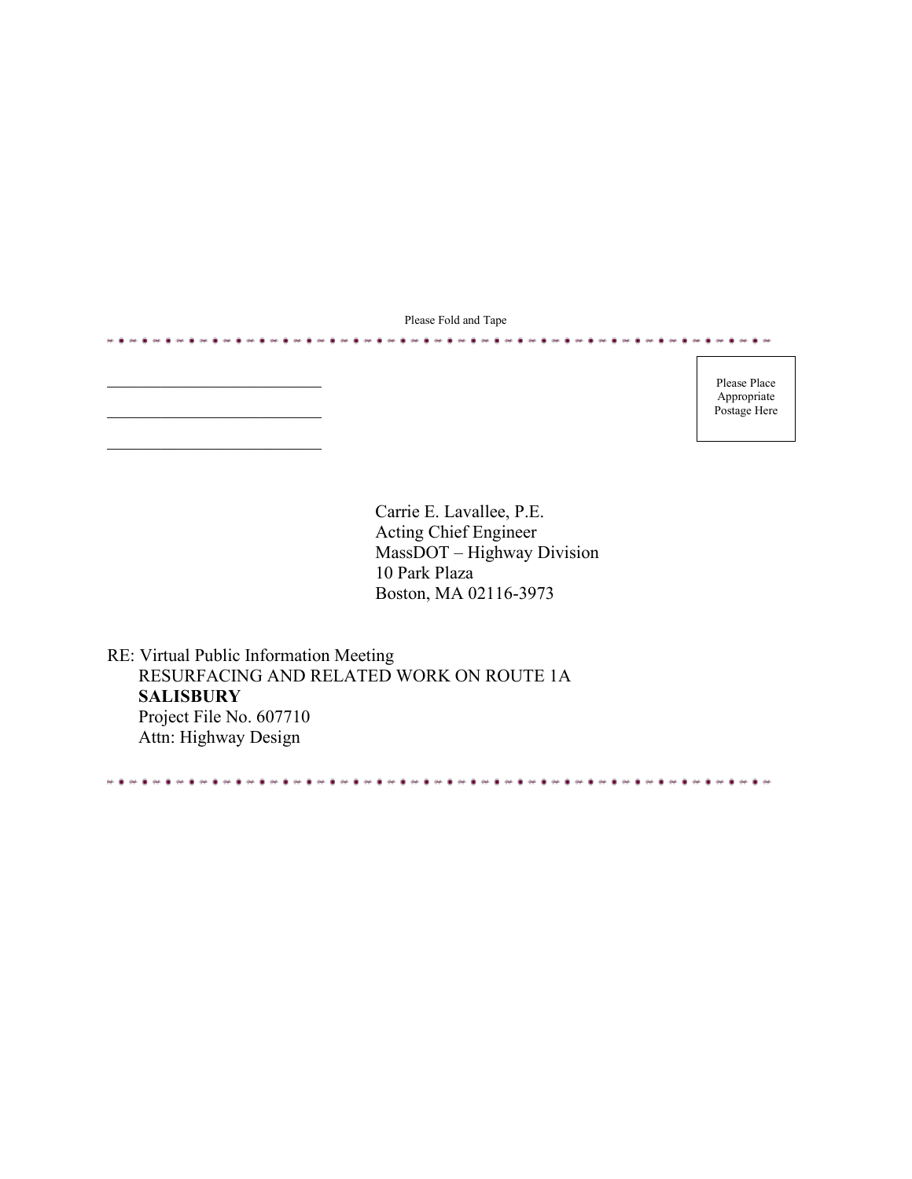Please Fold and Tape

\_\_\_\_\_\_\_\_\_\_\_\_\_\_\_\_\_\_\_\_\_\_\_\_\_\_\_\_

\_\_\_\_\_\_\_\_\_\_\_\_\_\_\_\_\_\_\_\_\_\_\_\_\_\_\_\_

\_\_\_\_\_\_\_\_\_\_\_\_\_\_\_\_\_\_\_\_\_\_\_\_\_\_\_\_

Please Place Appropriate Postage Here

Carrie E. Lavallee, P.E.
Acting Chief Engineer
MassDOT – Highway Division
10 Park Plaza
Boston, MA 02116-3973

RE: Virtual Public Information Meeting
RESURFACING AND RELATED WORK ON ROUTE 1A
**SALISBURY**
Project File No. 607710
Attn: Highway Design